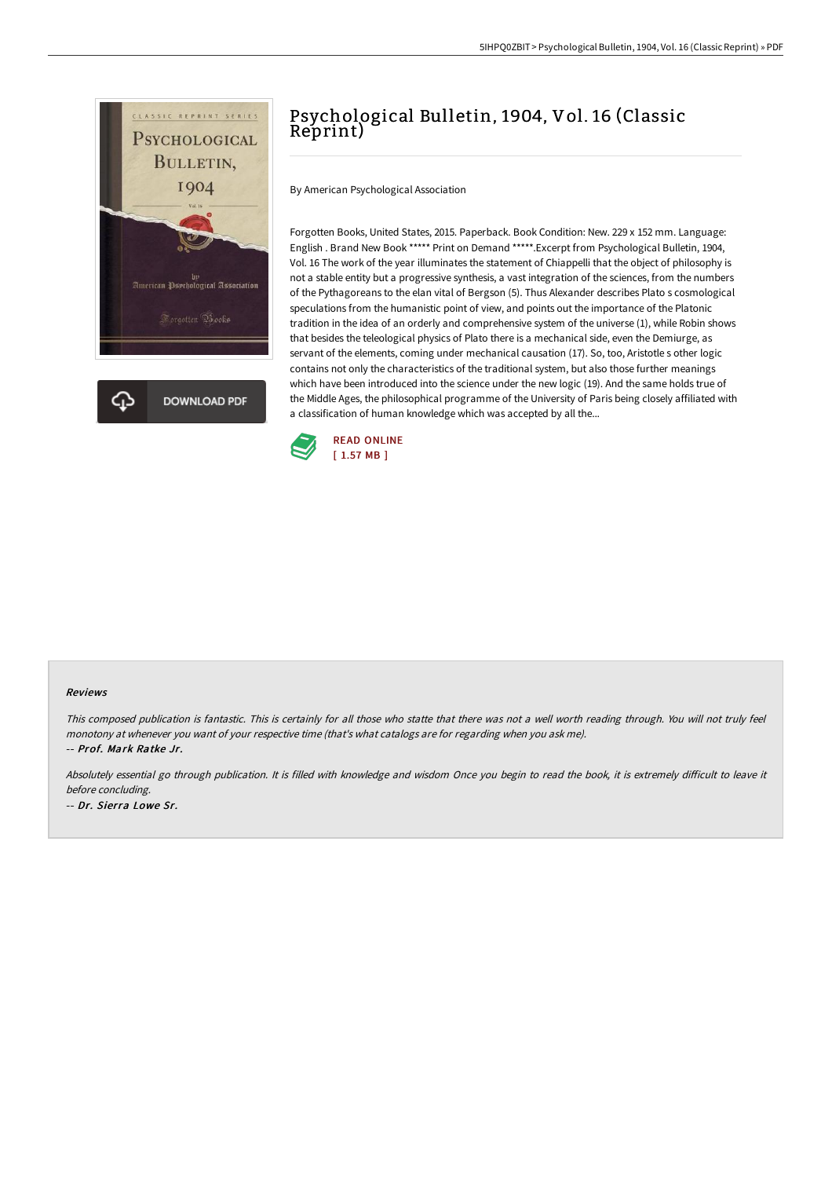# Psychological Bulletin, 1904, Vol. 16 (Classic Reprint)

By American Psychological Association

Forgotten Books, United States, 2015. Paperback. Book Condition: New. 229 x 152 mm. Language: English . Brand New Book ***** Print on Demand *****.Excerpt from Psychological Bulletin, 1904, Vol. 16 The work of the year illuminates the statement of Chiappelli that the object of philosophy is not a stable entity but a progressive synthesis, a vast integration of the sciences, from the numbers of the Pythagoreans to the elan vital of Bergson (5). Thus Alexander describes Plato s cosmological speculations from the humanistic point of view, and points out the importance of the Platonic tradition in the idea of an orderly and comprehensive system of the universe (1), while Robin shows that besides the teleological physics of Plato there is a mechanical side, even the Demiurge, as servant of the elements, coming under mechanical causation (17). So, too, Aristotle s other logic contains not only the characteristics of the traditional system, but also those further meanings which have been introduced into the science under the new logic (19). And the same holds true of the Middle Ages, the philosophical programme of the University of Paris being closely affiliated with a classification of human knowledge which was accepted by all the...

DOWNLOAD PDF

READ ONLINE
[ 1.57 MB ]

## Reviews

*This composed publication is fantastic. This is certainly for all those who statte that there was not a well worth reading through. You will not truly feel monotony at whenever you want of your respective time (that's what catalogs are for regarding when you ask me).*

-- ***Prof. Mark Ratke Jr.***

*Absolutely essential go through publication. It is filled with knowledge and wisdom Once you begin to read the book, it is extremely difficult to leave it before concluding.*

-- ***Dr. Sierra Lowe Sr.***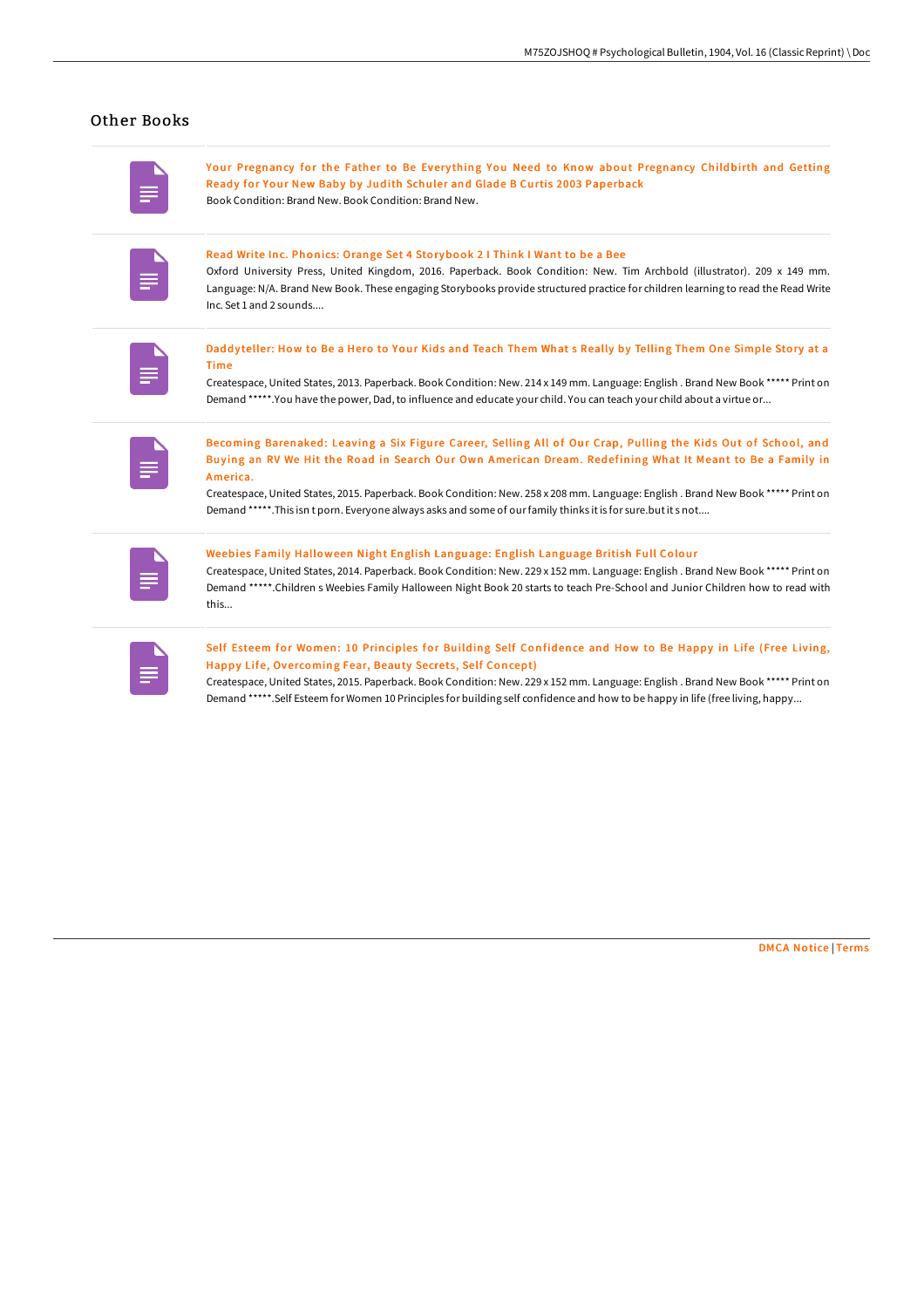## Other Books

**Your Pregnancy for the Father to Be Everything You Need to Know about Pregnancy Childbirth and Getting Ready for Your New Baby by Judith Schuler and Glade B Curtis 2003 Paperback**

Book Condition: Brand New. Book Condition: Brand New.

**Read Write Inc. Phonics: Orange Set 4 Storybook 2 I Think I Want to be a Bee**

Oxford University Press, United Kingdom, 2016. Paperback. Book Condition: New. Tim Archbold (illustrator). 209 x 149 mm. Language: N/A. Brand New Book. These engaging Storybooks provide structured practice for children learning to read the Read Write Inc. Set 1 and 2 sounds....

**Daddyteller: How to Be a Hero to Your Kids and Teach Them What s Really by Telling Them One Simple Story at a Time**

Createspace, United States, 2013. Paperback. Book Condition: New. 214 x 149 mm. Language: English . Brand New Book ***** Print on Demand *****.You have the power, Dad, to influence and educate your child. You can teach your child about a virtue or...

**Becoming Barenaked: Leaving a Six Figure Career, Selling All of Our Crap, Pulling the Kids Out of School, and Buying an RV We Hit the Road in Search Our Own American Dream. Redefining What It Meant to Be a Family in America.**

Createspace, United States, 2015. Paperback. Book Condition: New. 258 x 208 mm. Language: English . Brand New Book ***** Print on Demand *****.This isn t porn. Everyone always asks and some of our family thinks it is for sure.but it s not....

**Weebies Family Halloween Night English Language: English Language British Full Colour**

Createspace, United States, 2014. Paperback. Book Condition: New. 229 x 152 mm. Language: English . Brand New Book ***** Print on Demand *****.Children s Weebies Family Halloween Night Book 20 starts to teach Pre-School and Junior Children how to read with this...

**Self Esteem for Women: 10 Principles for Building Self Confidence and How to Be Happy in Life (Free Living, Happy Life, Overcoming Fear, Beauty Secrets, Self Concept)**

Createspace, United States, 2015. Paperback. Book Condition: New. 229 x 152 mm. Language: English . Brand New Book ***** Print on Demand *****.Self Esteem for Women 10 Principles for building self confidence and how to be happy in life (free living, happy...

DMCA Notice | Terms